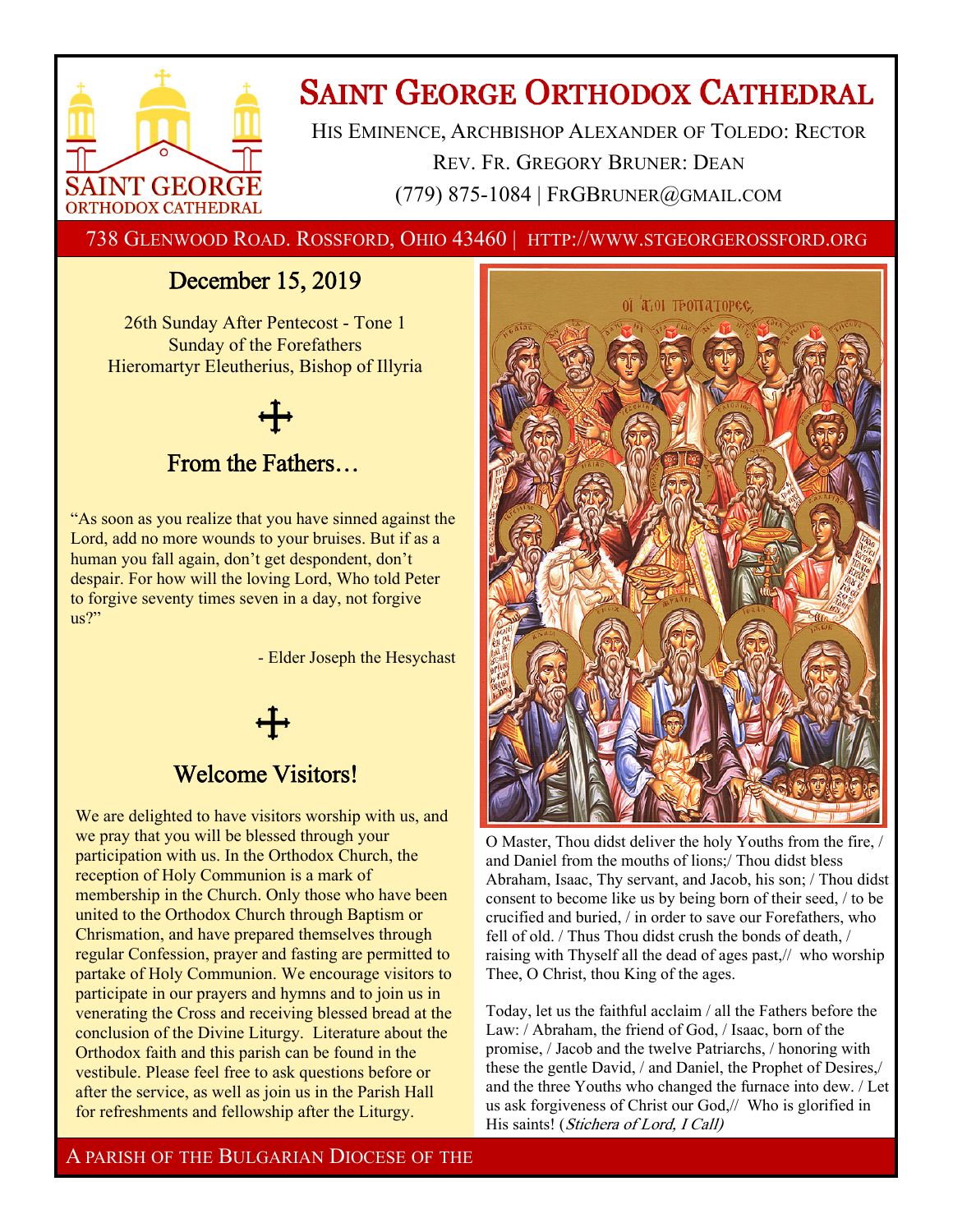# Saint George Orthodox Cathedral

His Eminence, Archbishop Alexander of Toledo: Rector
Rev. Fr. Gregory Bruner: Dean
(779) 875-1084 | FrGBruner@gmail.com

738 Glenwood Road. Rossford, Ohio 43460 | http://www.stgeorgerossford.org

## December 15, 2019

26th Sunday After Pentecost - Tone 1
Sunday of the Forefathers
Hieromartyr Eleutherius, Bishop of Illyria

## From the Fathers…

"As soon as you realize that you have sinned against the Lord, add no more wounds to your bruises. But if as a human you fall again, don't get despondent, don't despair. For how will the loving Lord, Who told Peter to forgive seventy times seven in a day, not forgive us?"

- Elder Joseph the Hesychast

## Welcome Visitors!

We are delighted to have visitors worship with us, and we pray that you will be blessed through your participation with us. In the Orthodox Church, the reception of Holy Communion is a mark of membership in the Church. Only those who have been united to the Orthodox Church through Baptism or Chrismation, and have prepared themselves through regular Confession, prayer and fasting are permitted to partake of Holy Communion. We encourage visitors to participate in our prayers and hymns and to join us in venerating the Cross and receiving blessed bread at the conclusion of the Divine Liturgy. Literature about the Orthodox faith and this parish can be found in the vestibule. Please feel free to ask questions before or after the service, as well as join us in the Parish Hall for refreshments and fellowship after the Liturgy.

O Master, Thou didst deliver the holy Youths from the fire, / and Daniel from the mouths of lions;/ Thou didst bless Abraham, Isaac, Thy servant, and Jacob, his son; / Thou didst consent to become like us by being born of their seed, / to be crucified and buried, / in order to save our Forefathers, who fell of old. / Thus Thou didst crush the bonds of death, / raising with Thyself all the dead of ages past,// who worship Thee, O Christ, thou King of the ages.

Today, let us the faithful acclaim / all the Fathers before the Law: / Abraham, the friend of God, / Isaac, born of the promise, / Jacob and the twelve Patriarchs, / honoring with these the gentle David, / and Daniel, the Prophet of Desires,/ and the three Youths who changed the furnace into dew. / Let us ask forgiveness of Christ our God,// Who is glorified in His saints! (*Stichera of Lord, I Call)*

A parish of the Bulgarian Diocese of the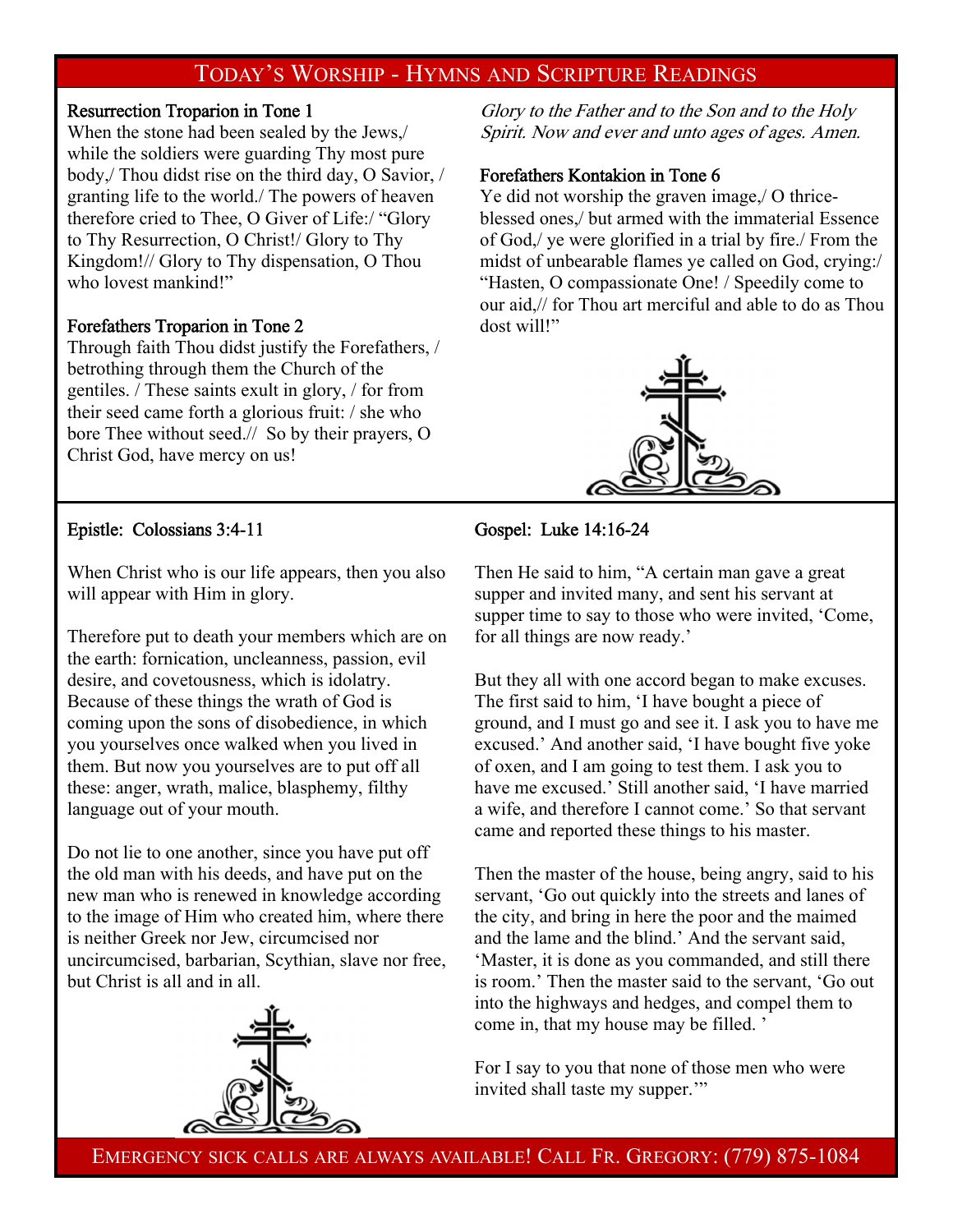# Today's Worship - Hymns and Scripture Readings

**Resurrection Troparion in Tone 1**

When the stone had been sealed by the Jews,/ while the soldiers were guarding Thy most pure body,/ Thou didst rise on the third day, O Savior, / granting life to the world./ The powers of heaven therefore cried to Thee, O Giver of Life:/ "Glory to Thy Resurrection, O Christ!/ Glory to Thy Kingdom!// Glory to Thy dispensation, O Thou who lovest mankind!"

**Forefathers Troparion in Tone 2**

Through faith Thou didst justify the Forefathers, / betrothing through them the Church of the gentiles. / These saints exult in glory, / for from their seed came forth a glorious fruit: / she who bore Thee without seed.// So by their prayers, O Christ God, have mercy on us!

*Glory to the Father and to the Son and to the Holy Spirit. Now and ever and unto ages of ages. Amen.*

**Forefathers Kontakion in Tone 6**

Ye did not worship the graven image,/ O thrice-blessed ones,/ but armed with the immaterial Essence of God,/ ye were glorified in a trial by fire./ From the midst of unbearable flames ye called on God, crying:/ "Hasten, O compassionate One! / Speedily come to our aid,// for Thou art merciful and able to do as Thou dost will!"

**Epistle: Colossians 3:4-11**

When Christ who is our life appears, then you also will appear with Him in glory.

Therefore put to death your members which are on the earth: fornication, uncleanness, passion, evil desire, and covetousness, which is idolatry. Because of these things the wrath of God is coming upon the sons of disobedience, in which you yourselves once walked when you lived in them. But now you yourselves are to put off all these: anger, wrath, malice, blasphemy, filthy language out of your mouth.

Do not lie to one another, since you have put off the old man with his deeds, and have put on the new man who is renewed in knowledge according to the image of Him who created him, where there is neither Greek nor Jew, circumcised nor uncircumcised, barbarian, Scythian, slave nor free, but Christ is all and in all.

**Gospel: Luke 14:16-24**

Then He said to him, "A certain man gave a great supper and invited many, and sent his servant at supper time to say to those who were invited, 'Come, for all things are now ready.'

But they all with one accord began to make excuses. The first said to him, 'I have bought a piece of ground, and I must go and see it. I ask you to have me excused.' And another said, 'I have bought five yoke of oxen, and I am going to test them. I ask you to have me excused.' Still another said, 'I have married a wife, and therefore I cannot come.' So that servant came and reported these things to his master.

Then the master of the house, being angry, said to his servant, 'Go out quickly into the streets and lanes of the city, and bring in here the poor and the maimed and the lame and the blind.' And the servant said, 'Master, it is done as you commanded, and still there is room.' Then the master said to the servant, 'Go out into the highways and hedges, and compel them to come in, that my house may be filled. '

For I say to you that none of those men who were invited shall taste my supper.'"

Emergency sick calls are always available! Call Fr. Gregory: (779) 875-1084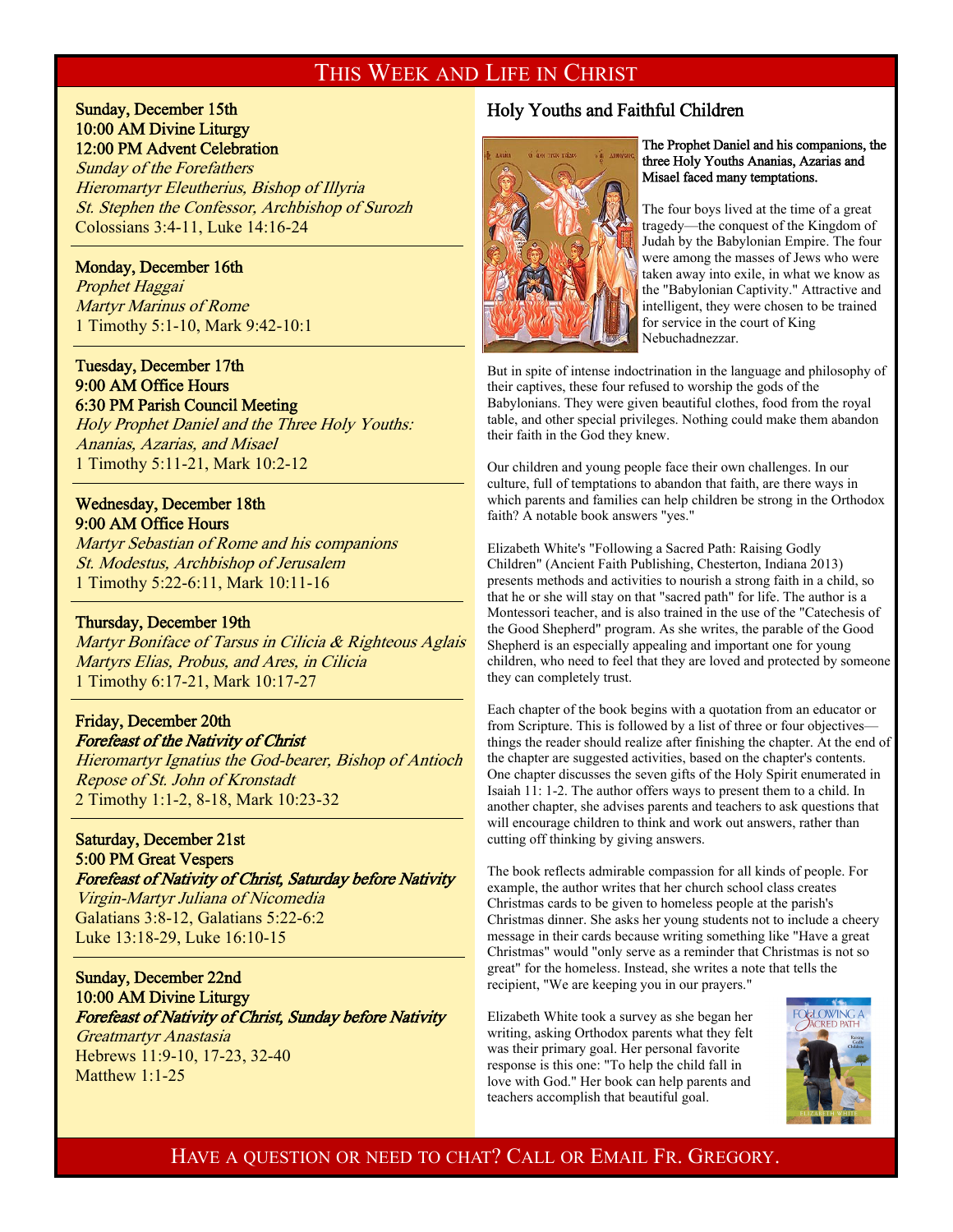# This Week and Life in Christ

**Sunday, December 15th**
**10:00 AM Divine Liturgy**
**12:00 PM Advent Celebration**
*Sunday of the Forefathers*
*Hieromartyr Eleutherius, Bishop of Illyria*
*St. Stephen the Confessor, Archbishop of Surozh*
Colossians 3:4-11, Luke 14:16-24

---

**Monday, December 16th**
*Prophet Haggai*
*Martyr Marinus of Rome*
1 Timothy 5:1-10, Mark 9:42-10:1

---

**Tuesday, December 17th**
**9:00 AM Office Hours**
**6:30 PM Parish Council Meeting**
*Holy Prophet Daniel and the Three Holy Youths: Ananias, Azarias, and Misael*
1 Timothy 5:11-21, Mark 10:2-12

---

**Wednesday, December 18th**
**9:00 AM Office Hours**
*Martyr Sebastian of Rome and his companions*
*St. Modestus, Archbishop of Jerusalem*
1 Timothy 5:22-6:11, Mark 10:11-16

---

**Thursday, December 19th**
*Martyr Boniface of Tarsus in Cilicia & Righteous Aglais*
*Martyrs Elias, Probus, and Ares, in Cilicia*
1 Timothy 6:17-21, Mark 10:17-27

---

**Friday, December 20th**
***Forefeast of the Nativity of Christ***
*Hieromartyr Ignatius the God-bearer, Bishop of Antioch*
*Repose of St. John of Kronstadt*
2 Timothy 1:1-2, 8-18, Mark 10:23-32

---

**Saturday, December 21st**
**5:00 PM Great Vespers**
***Forefeast of Nativity of Christ, Saturday before Nativity***
*Virgin-Martyr Juliana of Nicomedia*
Galatians 3:8-12, Galatians 5:22-6:2
Luke 13:18-29, Luke 16:10-15

---

**Sunday, December 22nd**
**10:00 AM Divine Liturgy**
***Forefeast of Nativity of Christ, Sunday before Nativity***
*Greatmartyr Anastasia*
Hebrews 11:9-10, 17-23, 32-40
Matthew 1:1-25

## Holy Youths and Faithful Children

**The Prophet Daniel and his companions, the three Holy Youths Ananias, Azarias and Misael faced many temptations.**

The four boys lived at the time of a great tragedy—the conquest of the Kingdom of Judah by the Babylonian Empire. The four were among the masses of Jews who were taken away into exile, in what we know as the "Babylonian Captivity." Attractive and intelligent, they were chosen to be trained for service in the court of King Nebuchadnezzar.

But in spite of intense indoctrination in the language and philosophy of their captives, these four refused to worship the gods of the Babylonians. They were given beautiful clothes, food from the royal table, and other special privileges. Nothing could make them abandon their faith in the God they knew.

Our children and young people face their own challenges. In our culture, full of temptations to abandon that faith, are there ways in which parents and families can help children be strong in the Orthodox faith? A notable book answers "yes."

Elizabeth White's "Following a Sacred Path: Raising Godly Children" (Ancient Faith Publishing, Chesterton, Indiana 2013) presents methods and activities to nourish a strong faith in a child, so that he or she will stay on that "sacred path" for life. The author is a Montessori teacher, and is also trained in the use of the "Catechesis of the Good Shepherd" program. As she writes, the parable of the Good Shepherd is an especially appealing and important one for young children, who need to feel that they are loved and protected by someone they can completely trust.

Each chapter of the book begins with a quotation from an educator or from Scripture. This is followed by a list of three or four objectives—things the reader should realize after finishing the chapter. At the end of the chapter are suggested activities, based on the chapter's contents. One chapter discusses the seven gifts of the Holy Spirit enumerated in Isaiah 11: 1-2. The author offers ways to present them to a child. In another chapter, she advises parents and teachers to ask questions that will encourage children to think and work out answers, rather than cutting off thinking by giving answers.

The book reflects admirable compassion for all kinds of people. For example, the author writes that her church school class creates Christmas cards to be given to homeless people at the parish's Christmas dinner. She asks her young students not to include a cheery message in their cards because writing something like "Have a great Christmas" would "only serve as a reminder that Christmas is not so great" for the homeless. Instead, she writes a note that tells the recipient, "We are keeping you in our prayers."

Elizabeth White took a survey as she began her writing, asking Orthodox parents what they felt was their primary goal. Her personal favorite response is this one: "To help the child fall in love with God." Her book can help parents and teachers accomplish that beautiful goal.

Have a question or need to chat? Call or Email Fr. Gregory.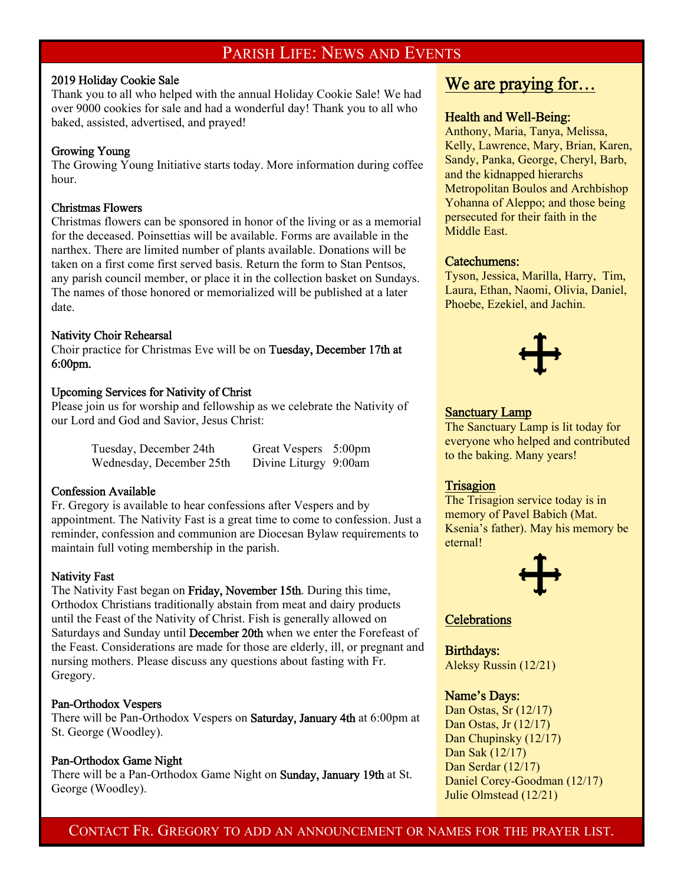# Parish Life: News and Events

### 2019 Holiday Cookie Sale

Thank you to all who helped with the annual Holiday Cookie Sale! We had over 9000 cookies for sale and had a wonderful day! Thank you to all who baked, assisted, advertised, and prayed!

### Growing Young

The Growing Young Initiative starts today. More information during coffee hour.

### Christmas Flowers

Christmas flowers can be sponsored in honor of the living or as a memorial for the deceased. Poinsettias will be available. Forms are available in the narthex. There are limited number of plants available. Donations will be taken on a first come first served basis. Return the form to Stan Pentsos, any parish council member, or place it in the collection basket on Sundays. The names of those honored or memorialized will be published at a later date.

### Nativity Choir Rehearsal

Choir practice for Christmas Eve will be on **Tuesday, December 17th at 6:00pm.**

### Upcoming Services for Nativity of Christ

Please join us for worship and fellowship as we celebrate the Nativity of our Lord and God and Savior, Jesus Christ:

| | | |
|---|---|---|
| Tuesday, December 24th | Great Vespers | 5:00pm |
| Wednesday, December 25th | Divine Liturgy | 9:00am |

### Confession Available

Fr. Gregory is available to hear confessions after Vespers and by appointment. The Nativity Fast is a great time to come to confession. Just a reminder, confession and communion are Diocesan Bylaw requirements to maintain full voting membership in the parish.

### Nativity Fast

The Nativity Fast began on **Friday, November 15th**. During this time, Orthodox Christians traditionally abstain from meat and dairy products until the Feast of the Nativity of Christ. Fish is generally allowed on Saturdays and Sunday until **December 20th** when we enter the Forefeast of the Feast. Considerations are made for those are elderly, ill, or pregnant and nursing mothers. Please discuss any questions about fasting with Fr. Gregory.

### Pan-Orthodox Vespers

There will be Pan-Orthodox Vespers on **Saturday, January 4th** at 6:00pm at St. George (Woodley).

### Pan-Orthodox Game Night

There will be a Pan-Orthodox Game Night on **Sunday, January 19th** at St. George (Woodley).

## We are praying for…

### Health and Well-Being:

Anthony, Maria, Tanya, Melissa, Kelly, Lawrence, Mary, Brian, Karen, Sandy, Panka, George, Cheryl, Barb, and the kidnapped hierarchs Metropolitan Boulos and Archbishop Yohanna of Aleppo; and those being persecuted for their faith in the Middle East.

### Catechumens:

Tyson, Jessica, Marilla, Harry, Tim, Laura, Ethan, Naomi, Olivia, Daniel, Phoebe, Ezekiel, and Jachin.

### Sanctuary Lamp

The Sanctuary Lamp is lit today for everyone who helped and contributed to the baking. Many years!

### Trisagion

The Trisagion service today is in memory of Pavel Babich (Mat. Ksenia's father). May his memory be eternal!

### Celebrations

**Birthdays:**

Aleksy Russin (12/21)

**Name's Days:**

Dan Ostas, Sr (12/17)
Dan Ostas, Jr (12/17)
Dan Chupinsky (12/17)
Dan Sak (12/17)
Dan Serdar (12/17)
Daniel Corey-Goodman (12/17)
Julie Olmstead (12/21)

Contact Fr. Gregory to add an announcement or names for the prayer list.